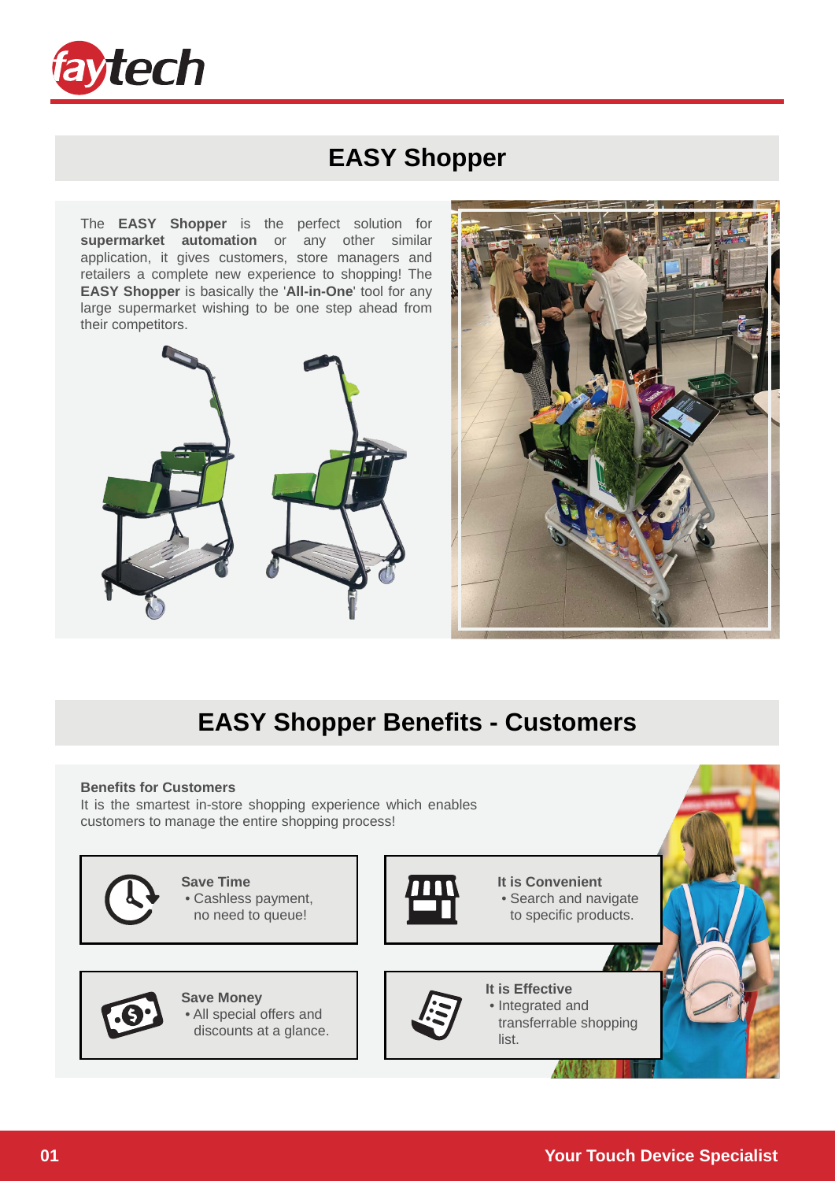# EASY Shopper

The **EASY Shopper** is the perfect solution for **supermarket automation** or any other similar application, it gives customers, store managers and retailers a complete new experience to shopping! The **EASY Shopper** is basically the '**All-in-One**' tool for any large supermarket wishing to be one step ahead from their competitors.

## EASY Shopper Benefits - Customers

**Benefits for Customers**

It is the smartest in-store shopping experience which enables customers to manage the entire shopping process!

**Save Time**
- Cashless payment, no need to queue!

**It is Convenient**
- Search and navigate to specific products.

**Save Money**
- All special offers and discounts at a glance.

**It is Effective**
- Integrated and transferrable shopping list.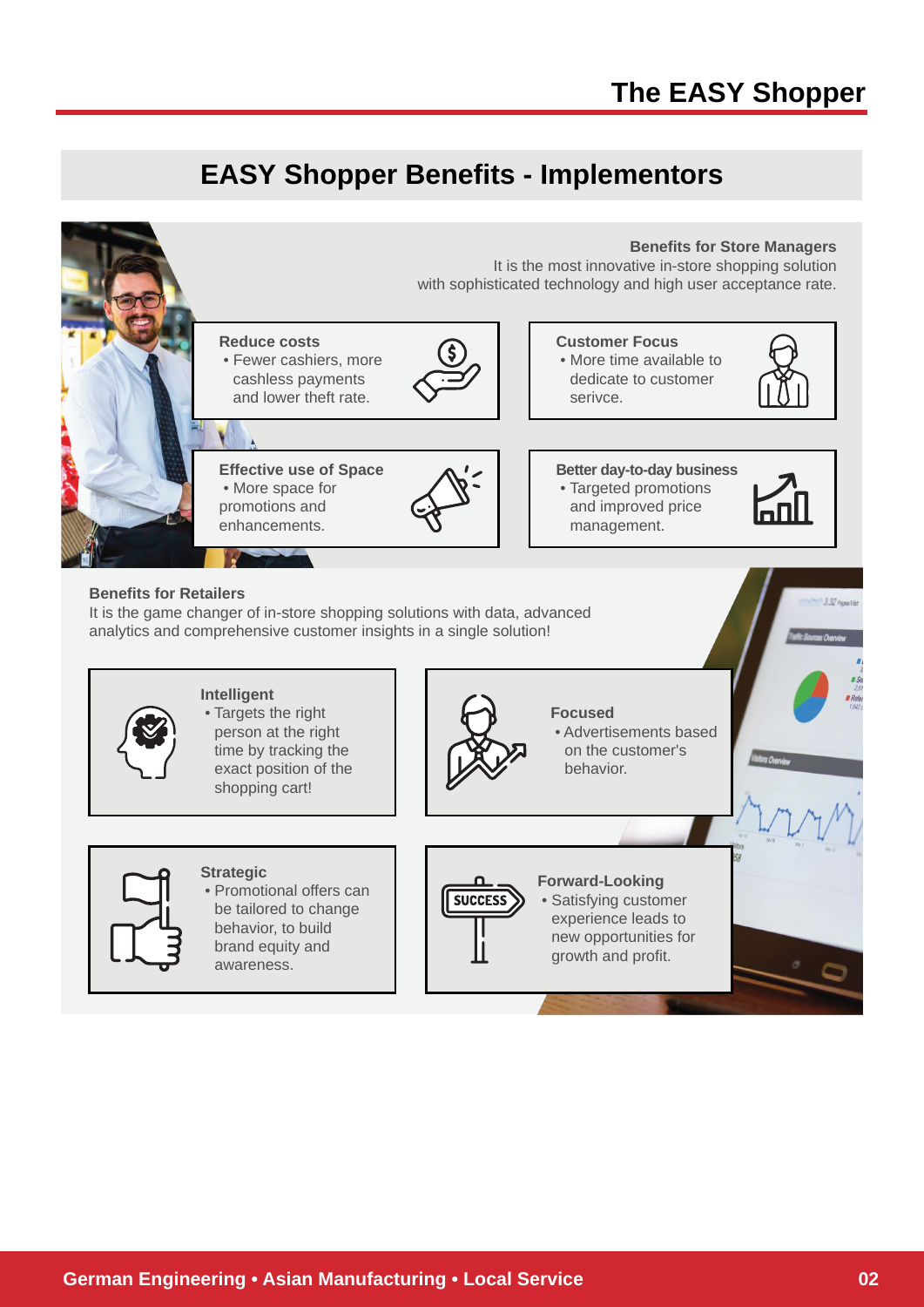## EASY Shopper Benefits - Implementors

**Benefits for Store Managers**

It is the most innovative in-store shopping solution with sophisticated technology and high user acceptance rate.

**Reduce costs**
- Fewer cashiers, more cashless payments and lower theft rate.

**Customer Focus**
- More time available to dedicate to customer serivce.

**Effective use of Space**
- More space for promotions and enhancements.

**Better day-to-day business**
- Targeted promotions and improved price management.

**Benefits for Retailers**

It is the game changer of in-store shopping solutions with data, advanced analytics and comprehensive customer insights in a single solution!

**Intelligent**
- Targets the right person at the right time by tracking the exact position of the shopping cart!

**Focused**
- Advertisements based on the customer's behavior.

**Strategic**
- Promotional offers can be tailored to change behavior, to build brand equity and awareness.

**Forward-Looking**
- Satisfying customer experience leads to new opportunities for growth and profit.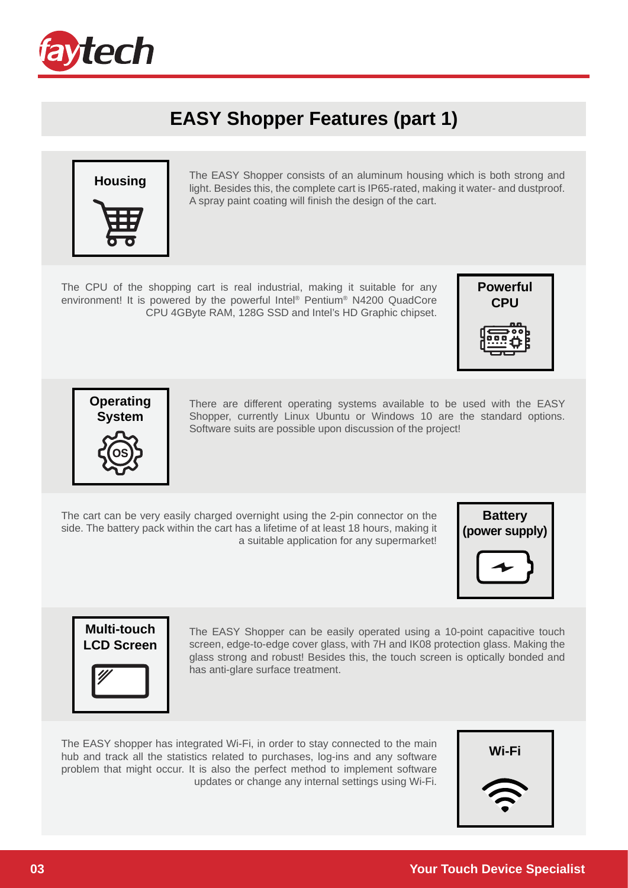# EASY Shopper Features (part 1)

### Housing

The EASY Shopper consists of an aluminum housing which is both strong and light. Besides this, the complete cart is IP65-rated, making it water- and dustproof. A spray paint coating will finish the design of the cart.

### Powerful CPU

The CPU of the shopping cart is real industrial, making it suitable for any environment! It is powered by the powerful Intel® Pentium® N4200 QuadCore CPU 4GByte RAM, 128G SSD and Intel's HD Graphic chipset.

### Operating System

There are different operating systems available to be used with the EASY Shopper, currently Linux Ubuntu or Windows 10 are the standard options. Software suits are possible upon discussion of the project!

### Battery (power supply)

The cart can be very easily charged overnight using the 2-pin connector on the side. The battery pack within the cart has a lifetime of at least 18 hours, making it a suitable application for any supermarket!

### Multi-touch LCD Screen

The EASY Shopper can be easily operated using a 10-point capacitive touch screen, edge-to-edge cover glass, with 7H and IK08 protection glass. Making the glass strong and robust! Besides this, the touch screen is optically bonded and has anti-glare surface treatment.

### Wi-Fi

The EASY shopper has integrated Wi-Fi, in order to stay connected to the main hub and track all the statistics related to purchases, log-ins and any software problem that might occur. It is also the perfect method to implement software updates or change any internal settings using Wi-Fi.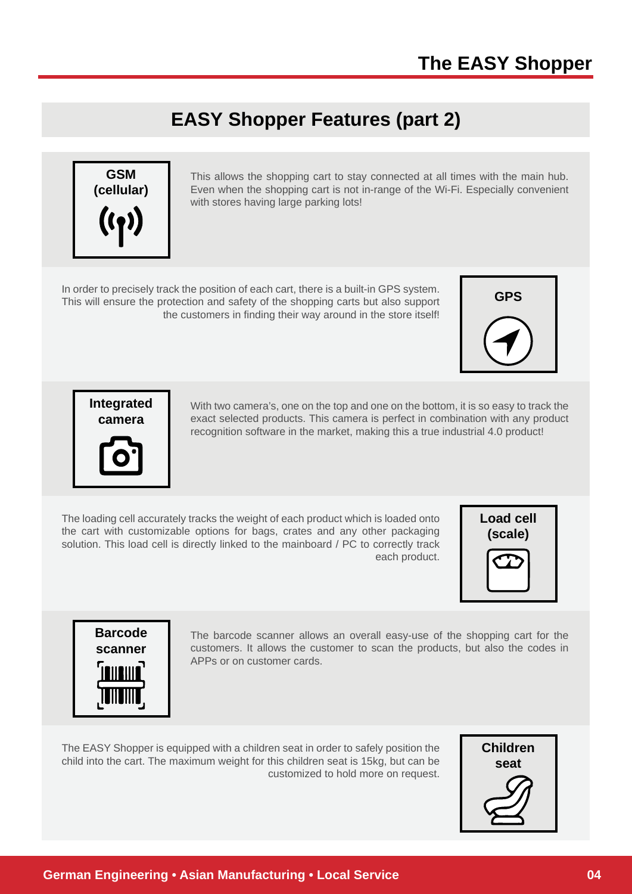## EASY Shopper Features (part 2)

### GSM (cellular)

This allows the shopping cart to stay connected at all times with the main hub. Even when the shopping cart is not in-range of the Wi-Fi. Especially convenient with stores having large parking lots!

### GPS

In order to precisely track the position of each cart, there is a built-in GPS system. This will ensure the protection and safety of the shopping carts but also support the customers in finding their way around in the store itself!

### Integrated camera

With two camera's, one on the top and one on the bottom, it is so easy to track the exact selected products. This camera is perfect in combination with any product recognition software in the market, making this a true industrial 4.0 product!

### Load cell (scale)

The loading cell accurately tracks the weight of each product which is loaded onto the cart with customizable options for bags, crates and any other packaging solution. This load cell is directly linked to the mainboard / PC to correctly track each product.

### Barcode scanner

The barcode scanner allows an overall easy-use of the shopping cart for the customers. It allows the customer to scan the products, but also the codes in APPs or on customer cards.

### Children seat

The EASY Shopper is equipped with a children seat in order to safely position the child into the cart. The maximum weight for this children seat is 15kg, but can be customized to hold more on request.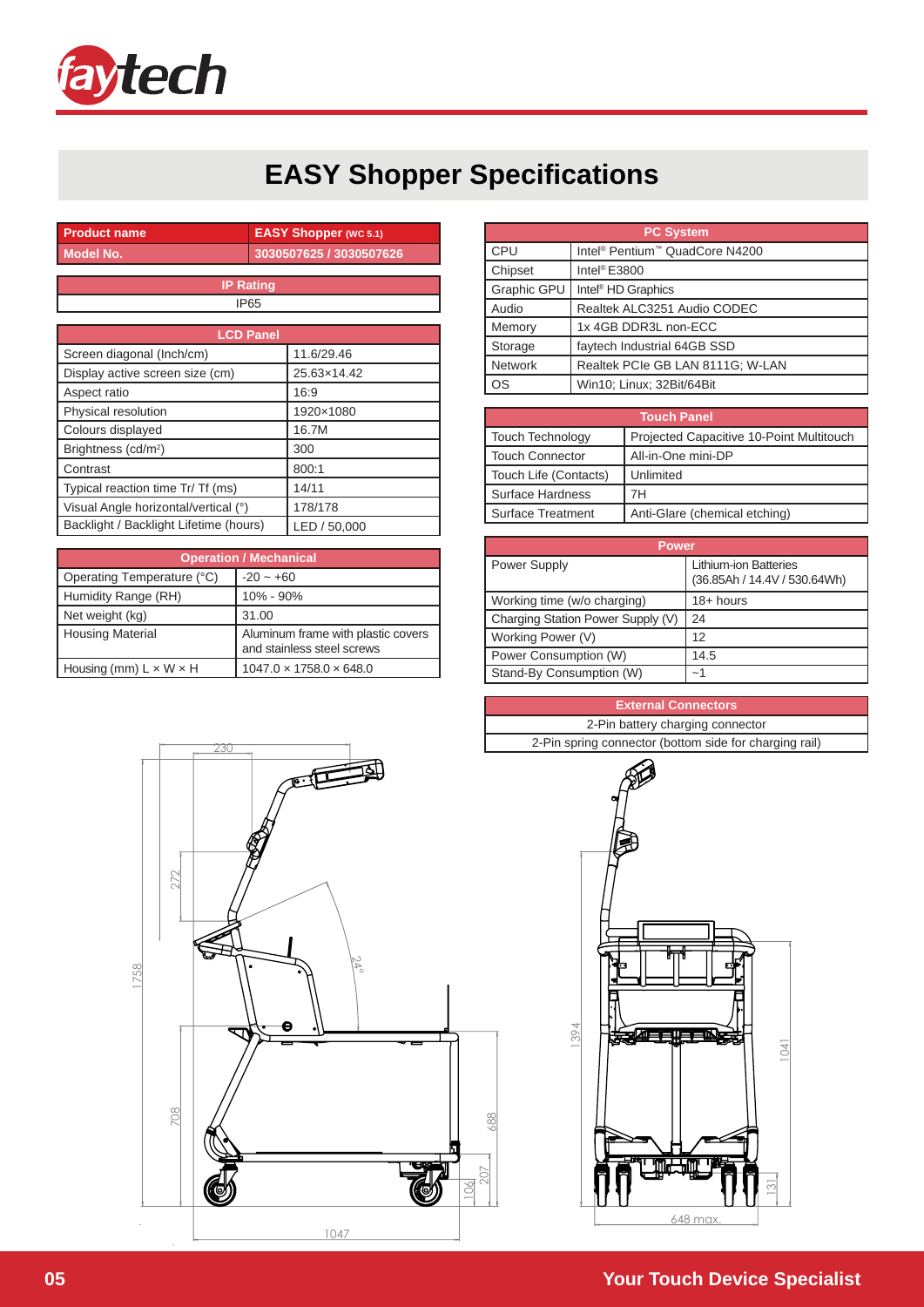# EASY Shopper Specifications

| | |
|---|---|
| **Product name** | **EASY Shopper** (WC 5.1) |
| **Model No.** | 3030507625 / 3030507626 |

| IP Rating |
|---|
| IP65 |

| LCD Panel | |
|---|---|
| Screen diagonal (Inch/cm) | 11.6/29.46 |
| Display active screen size (cm) | 25.63×14.42 |
| Aspect ratio | 16:9 |
| Physical resolution | 1920×1080 |
| Colours displayed | 16.7M |
| Brightness (cd/m²) | 300 |
| Contrast | 800:1 |
| Typical reaction time Tr/ Tf (ms) | 14/11 |
| Visual Angle horizontal/vertical (°) | 178/178 |
| Backlight / Backlight Lifetime (hours) | LED / 50,000 |

| Operation / Mechanical | |
|---|---|
| Operating Temperature (°C) | -20 ~ +60 |
| Humidity Range (RH) | 10% - 90% |
| Net weight (kg) | 31.00 |
| Housing Material | Aluminum frame with plastic covers and stainless steel screws |
| Housing (mm) L × W × H | 1047.0 × 1758.0 × 648.0 |

| PC System | |
|---|---|
| CPU | Intel® Pentium™ QuadCore N4200 |
| Chipset | Intel® E3800 |
| Graphic GPU | Intel® HD Graphics |
| Audio | Realtek ALC3251 Audio CODEC |
| Memory | 1x 4GB DDR3L non-ECC |
| Storage | faytech Industrial 64GB SSD |
| Network | Realtek PCIe GB LAN 8111G; W-LAN |
| OS | Win10; Linux; 32Bit/64Bit |

| Touch Panel | |
|---|---|
| Touch Technology | Projected Capacitive 10-Point Multitouch |
| Touch Connector | All-in-One mini-DP |
| Touch Life (Contacts) | Unlimited |
| Surface Hardness | 7H |
| Surface Treatment | Anti-Glare (chemical etching) |

| Power | |
|---|---|
| Power Supply | Lithium-ion Batteries (36.85Ah / 14.4V / 530.64Wh) |
| Working time (w/o charging) | 18+ hours |
| Charging Station Power Supply (V) | 24 |
| Working Power (V) | 12 |
| Power Consumption (W) | 14.5 |
| Stand-By Consumption (W) | ~1 |

| External Connectors |
|---|
| 2-Pin battery charging connector |
| 2-Pin spring connector (bottom side for charging rail) |

230
272
24°
1758
708
688
207
106
1047

1394
1041
131
648 max.

**Your Touch Device Specialist**